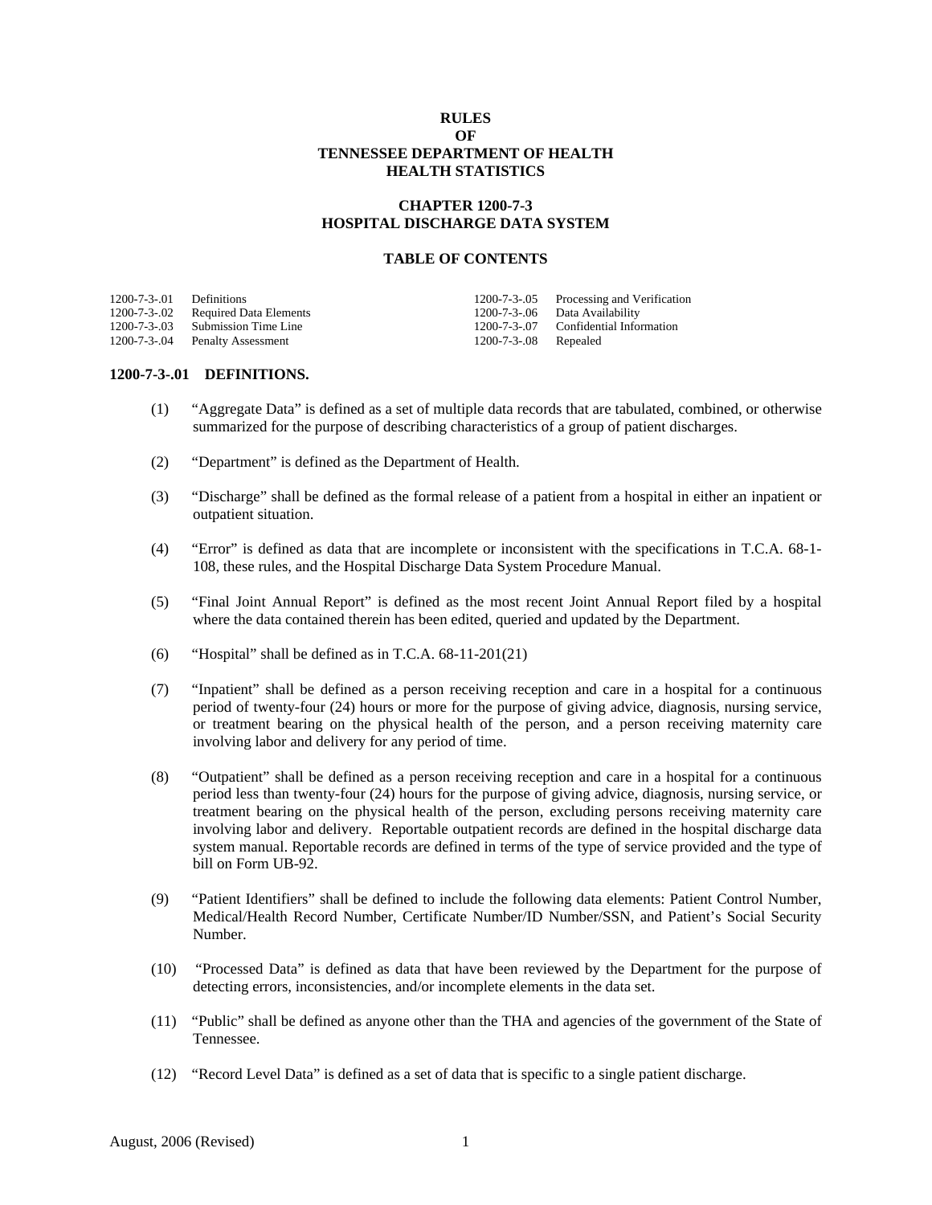# RULES
# OF
# TENNESSEE DEPARTMENT OF HEALTH
# HEALTH STATISTICS

## CHAPTER 1200-7-3
## HOSPITAL DISCHARGE DATA SYSTEM

### TABLE OF CONTENTS

| | | | |
|---|---|---|---|
| 1200-7-3-.01 | Definitions | 1200-7-3-.05 | Processing and Verification |
| 1200-7-3-.02 | Required Data Elements | 1200-7-3-.06 | Data Availability |
| 1200-7-3-.03 | Submission Time Line | 1200-7-3-.07 | Confidential Information |
| 1200-7-3-.04 | Penalty Assessment | 1200-7-3-.08 | Repealed |

**1200-7-3-.01 DEFINITIONS.**

(1) "Aggregate Data" is defined as a set of multiple data records that are tabulated, combined, or otherwise summarized for the purpose of describing characteristics of a group of patient discharges.

(2) "Department" is defined as the Department of Health.

(3) "Discharge" shall be defined as the formal release of a patient from a hospital in either an inpatient or outpatient situation.

(4) "Error" is defined as data that are incomplete or inconsistent with the specifications in T.C.A. 68-1-108, these rules, and the Hospital Discharge Data System Procedure Manual.

(5) "Final Joint Annual Report" is defined as the most recent Joint Annual Report filed by a hospital where the data contained therein has been edited, queried and updated by the Department.

(6) "Hospital" shall be defined as in T.C.A. 68-11-201(21)

(7) "Inpatient" shall be defined as a person receiving reception and care in a hospital for a continuous period of twenty-four (24) hours or more for the purpose of giving advice, diagnosis, nursing service, or treatment bearing on the physical health of the person, and a person receiving maternity care involving labor and delivery for any period of time.

(8) "Outpatient" shall be defined as a person receiving reception and care in a hospital for a continuous period less than twenty-four (24) hours for the purpose of giving advice, diagnosis, nursing service, or treatment bearing on the physical health of the person, excluding persons receiving maternity care involving labor and delivery. Reportable outpatient records are defined in the hospital discharge data system manual. Reportable records are defined in terms of the type of service provided and the type of bill on Form UB-92.

(9) "Patient Identifiers" shall be defined to include the following data elements: Patient Control Number, Medical/Health Record Number, Certificate Number/ID Number/SSN, and Patient's Social Security Number.

(10) "Processed Data" is defined as data that have been reviewed by the Department for the purpose of detecting errors, inconsistencies, and/or incomplete elements in the data set.

(11) "Public" shall be defined as anyone other than the THA and agencies of the government of the State of Tennessee.

(12) "Record Level Data" is defined as a set of data that is specific to a single patient discharge.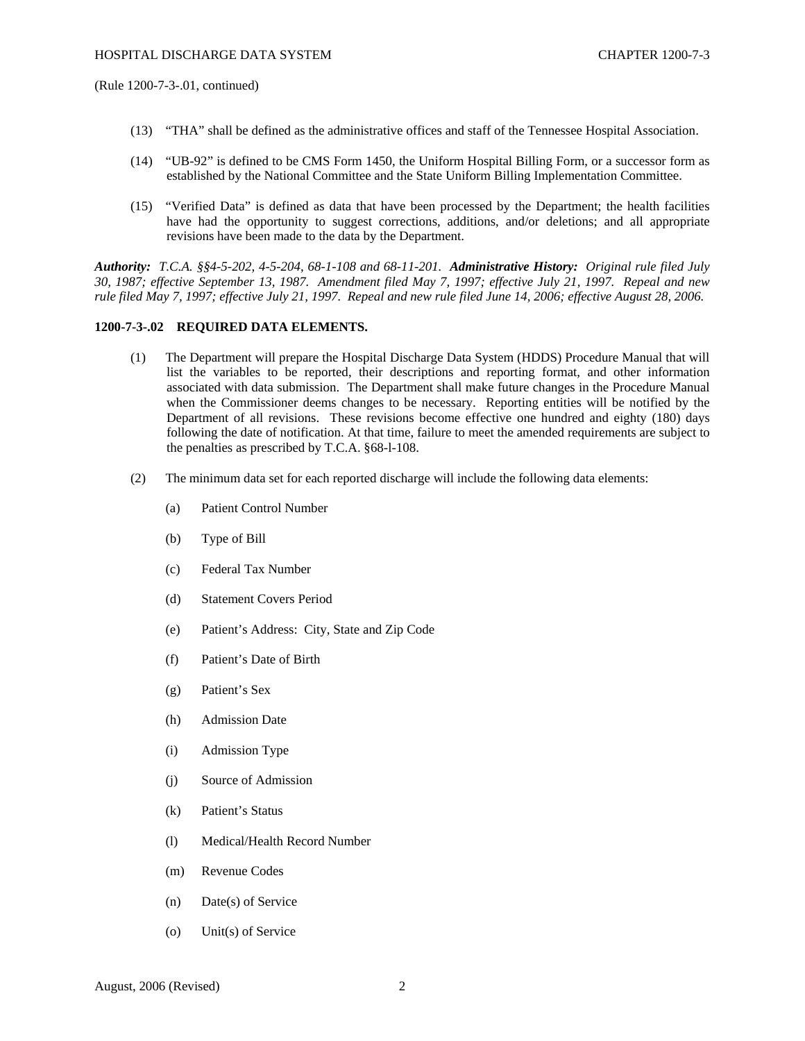(Rule 1200-7-3-.01, continued)

(13) "THA" shall be defined as the administrative offices and staff of the Tennessee Hospital Association.

(14) "UB-92" is defined to be CMS Form 1450, the Uniform Hospital Billing Form, or a successor form as established by the National Committee and the State Uniform Billing Implementation Committee.

(15) "Verified Data" is defined as data that have been processed by the Department; the health facilities have had the opportunity to suggest corrections, additions, and/or deletions; and all appropriate revisions have been made to the data by the Department.

***Authority:*** *T.C.A. §§4-5-202, 4-5-204, 68-1-108 and 68-11-201.* ***Administrative History:*** *Original rule filed July 30, 1987; effective September 13, 1987. Amendment filed May 7, 1997; effective July 21, 1997. Repeal and new rule filed May 7, 1997; effective July 21, 1997. Repeal and new rule filed June 14, 2006; effective August 28, 2006.*

**1200-7-3-.02 REQUIRED DATA ELEMENTS.**

(1) The Department will prepare the Hospital Discharge Data System (HDDS) Procedure Manual that will list the variables to be reported, their descriptions and reporting format, and other information associated with data submission. The Department shall make future changes in the Procedure Manual when the Commissioner deems changes to be necessary. Reporting entities will be notified by the Department of all revisions. These revisions become effective one hundred and eighty (180) days following the date of notification. At that time, failure to meet the amended requirements are subject to the penalties as prescribed by T.C.A. §68-l-108.

(2) The minimum data set for each reported discharge will include the following data elements:

(a) Patient Control Number

(b) Type of Bill

(c) Federal Tax Number

(d) Statement Covers Period

(e) Patient's Address: City, State and Zip Code

(f) Patient's Date of Birth

(g) Patient's Sex

(h) Admission Date

(i) Admission Type

(j) Source of Admission

(k) Patient's Status

(l) Medical/Health Record Number

(m) Revenue Codes

(n) Date(s) of Service

(o) Unit(s) of Service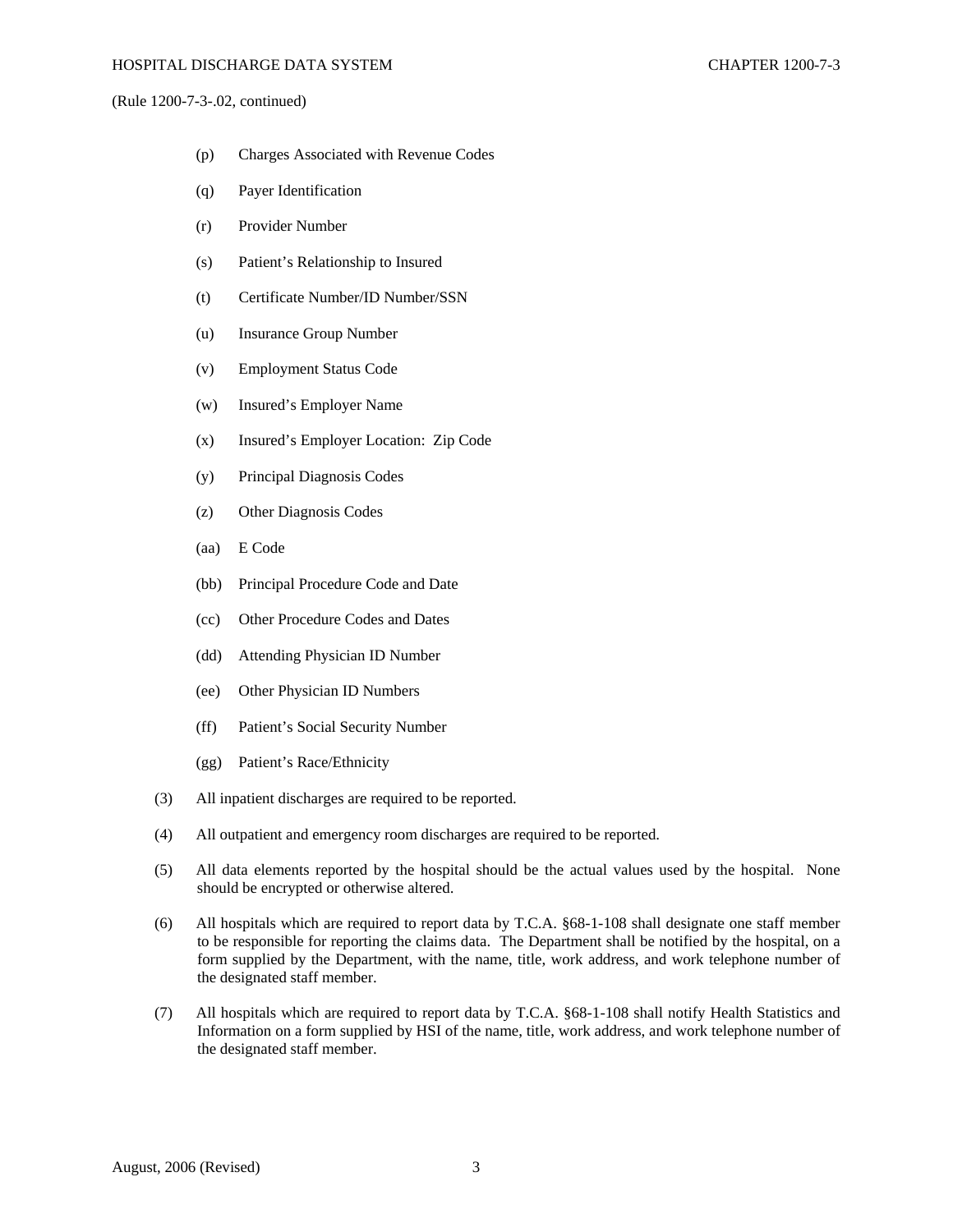(Rule 1200-7-3-.02, continued)

(p) Charges Associated with Revenue Codes

(q) Payer Identification

(r) Provider Number

(s) Patient's Relationship to Insured

(t) Certificate Number/ID Number/SSN

(u) Insurance Group Number

(v) Employment Status Code

(w) Insured's Employer Name

(x) Insured's Employer Location: Zip Code

(y) Principal Diagnosis Codes

(z) Other Diagnosis Codes

(aa) E Code

(bb) Principal Procedure Code and Date

(cc) Other Procedure Codes and Dates

(dd) Attending Physician ID Number

(ee) Other Physician ID Numbers

(ff) Patient's Social Security Number

(gg) Patient's Race/Ethnicity

(3) All inpatient discharges are required to be reported.

(4) All outpatient and emergency room discharges are required to be reported.

(5) All data elements reported by the hospital should be the actual values used by the hospital. None should be encrypted or otherwise altered.

(6) All hospitals which are required to report data by T.C.A. §68-1-108 shall designate one staff member to be responsible for reporting the claims data. The Department shall be notified by the hospital, on a form supplied by the Department, with the name, title, work address, and work telephone number of the designated staff member.

(7) All hospitals which are required to report data by T.C.A. §68-1-108 shall notify Health Statistics and Information on a form supplied by HSI of the name, title, work address, and work telephone number of the designated staff member.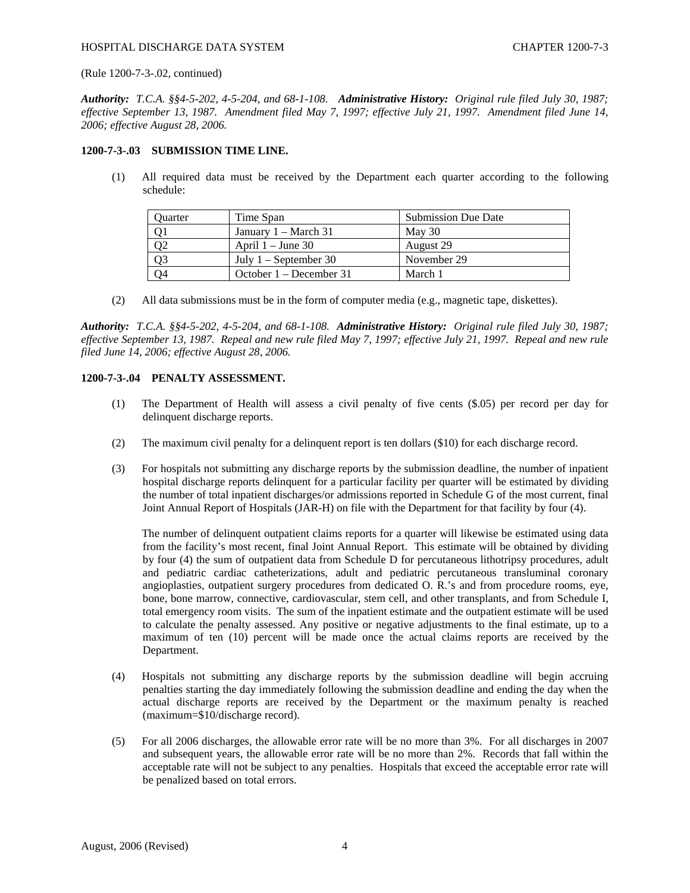(Rule 1200-7-3-.02, continued)

***Authority:*** *T.C.A. §§4-5-202, 4-5-204, and 68-1-108.* ***Administrative History:*** *Original rule filed July 30, 1987; effective September 13, 1987. Amendment filed May 7, 1997; effective July 21, 1997. Amendment filed June 14, 2006; effective August 28, 2006.*

**1200-7-3-.03 SUBMISSION TIME LINE.**

(1) All required data must be received by the Department each quarter according to the following schedule:

| Quarter | Time Span | Submission Due Date |
|---|---|---|
| Q1 | January 1 – March 31 | May 30 |
| Q2 | April 1 – June 30 | August 29 |
| Q3 | July 1 – September 30 | November 29 |
| Q4 | October 1 – December 31 | March 1 |

(2) All data submissions must be in the form of computer media (e.g., magnetic tape, diskettes).

***Authority:*** *T.C.A. §§4-5-202, 4-5-204, and 68-1-108.* ***Administrative History:*** *Original rule filed July 30, 1987; effective September 13, 1987. Repeal and new rule filed May 7, 1997; effective July 21, 1997. Repeal and new rule filed June 14, 2006; effective August 28, 2006.*

**1200-7-3-.04 PENALTY ASSESSMENT.**

(1) The Department of Health will assess a civil penalty of five cents ($.05) per record per day for delinquent discharge reports.

(2) The maximum civil penalty for a delinquent report is ten dollars ($10) for each discharge record.

(3) For hospitals not submitting any discharge reports by the submission deadline, the number of inpatient hospital discharge reports delinquent for a particular facility per quarter will be estimated by dividing the number of total inpatient discharges/or admissions reported in Schedule G of the most current, final Joint Annual Report of Hospitals (JAR-H) on file with the Department for that facility by four (4).

The number of delinquent outpatient claims reports for a quarter will likewise be estimated using data from the facility's most recent, final Joint Annual Report. This estimate will be obtained by dividing by four (4) the sum of outpatient data from Schedule D for percutaneous lithotripsy procedures, adult and pediatric cardiac catheterizations, adult and pediatric percutaneous transluminal coronary angioplasties, outpatient surgery procedures from dedicated O. R.'s and from procedure rooms, eye, bone, bone marrow, connective, cardiovascular, stem cell, and other transplants, and from Schedule I, total emergency room visits. The sum of the inpatient estimate and the outpatient estimate will be used to calculate the penalty assessed. Any positive or negative adjustments to the final estimate, up to a maximum of ten (10) percent will be made once the actual claims reports are received by the Department.

(4) Hospitals not submitting any discharge reports by the submission deadline will begin accruing penalties starting the day immediately following the submission deadline and ending the day when the actual discharge reports are received by the Department or the maximum penalty is reached (maximum=$10/discharge record).

(5) For all 2006 discharges, the allowable error rate will be no more than 3%. For all discharges in 2007 and subsequent years, the allowable error rate will be no more than 2%. Records that fall within the acceptable rate will not be subject to any penalties. Hospitals that exceed the acceptable error rate will be penalized based on total errors.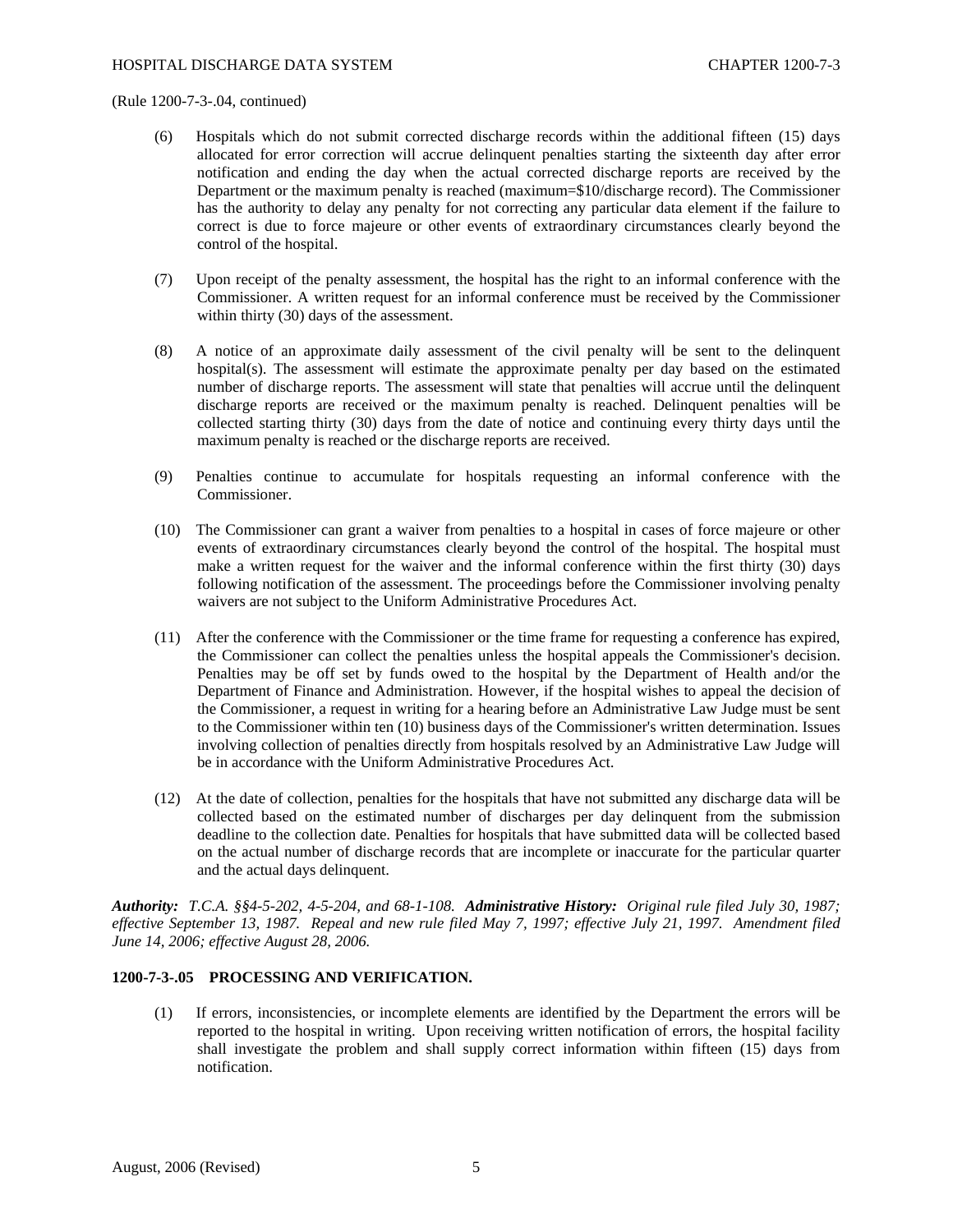(Rule 1200-7-3-.04, continued)

(6) Hospitals which do not submit corrected discharge records within the additional fifteen (15) days allocated for error correction will accrue delinquent penalties starting the sixteenth day after error notification and ending the day when the actual corrected discharge reports are received by the Department or the maximum penalty is reached (maximum=$10/discharge record). The Commissioner has the authority to delay any penalty for not correcting any particular data element if the failure to correct is due to force majeure or other events of extraordinary circumstances clearly beyond the control of the hospital.

(7) Upon receipt of the penalty assessment, the hospital has the right to an informal conference with the Commissioner. A written request for an informal conference must be received by the Commissioner within thirty (30) days of the assessment.

(8) A notice of an approximate daily assessment of the civil penalty will be sent to the delinquent hospital(s). The assessment will estimate the approximate penalty per day based on the estimated number of discharge reports. The assessment will state that penalties will accrue until the delinquent discharge reports are received or the maximum penalty is reached. Delinquent penalties will be collected starting thirty (30) days from the date of notice and continuing every thirty days until the maximum penalty is reached or the discharge reports are received.

(9) Penalties continue to accumulate for hospitals requesting an informal conference with the Commissioner.

(10) The Commissioner can grant a waiver from penalties to a hospital in cases of force majeure or other events of extraordinary circumstances clearly beyond the control of the hospital. The hospital must make a written request for the waiver and the informal conference within the first thirty (30) days following notification of the assessment. The proceedings before the Commissioner involving penalty waivers are not subject to the Uniform Administrative Procedures Act.

(11) After the conference with the Commissioner or the time frame for requesting a conference has expired, the Commissioner can collect the penalties unless the hospital appeals the Commissioner's decision. Penalties may be off set by funds owed to the hospital by the Department of Health and/or the Department of Finance and Administration. However, if the hospital wishes to appeal the decision of the Commissioner, a request in writing for a hearing before an Administrative Law Judge must be sent to the Commissioner within ten (10) business days of the Commissioner's written determination. Issues involving collection of penalties directly from hospitals resolved by an Administrative Law Judge will be in accordance with the Uniform Administrative Procedures Act.

(12) At the date of collection, penalties for the hospitals that have not submitted any discharge data will be collected based on the estimated number of discharges per day delinquent from the submission deadline to the collection date. Penalties for hospitals that have submitted data will be collected based on the actual number of discharge records that are incomplete or inaccurate for the particular quarter and the actual days delinquent.

***Authority:*** *T.C.A. §§4-5-202, 4-5-204, and 68-1-108.* ***Administrative History:*** *Original rule filed July 30, 1987; effective September 13, 1987. Repeal and new rule filed May 7, 1997; effective July 21, 1997. Amendment filed June 14, 2006; effective August 28, 2006.*

**1200-7-3-.05 PROCESSING AND VERIFICATION.**

(1) If errors, inconsistencies, or incomplete elements are identified by the Department the errors will be reported to the hospital in writing. Upon receiving written notification of errors, the hospital facility shall investigate the problem and shall supply correct information within fifteen (15) days from notification.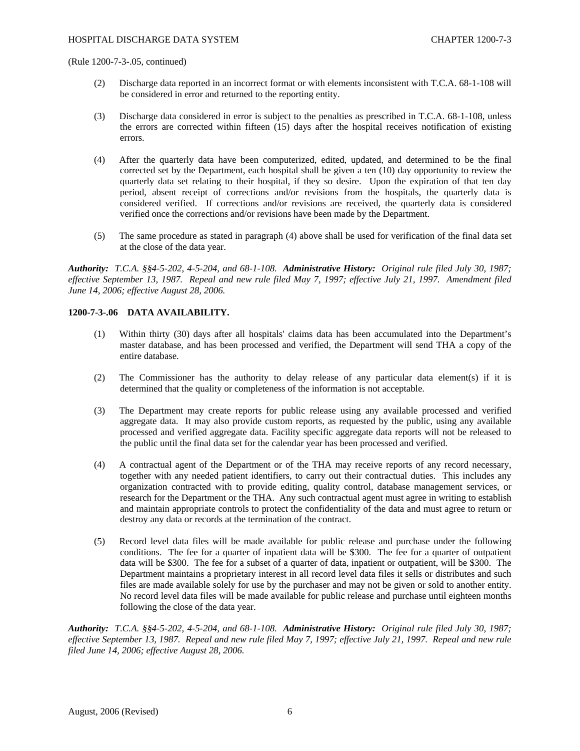(Rule 1200-7-3-.05, continued)

(2) Discharge data reported in an incorrect format or with elements inconsistent with T.C.A. 68-1-108 will be considered in error and returned to the reporting entity.

(3) Discharge data considered in error is subject to the penalties as prescribed in T.C.A. 68-1-108, unless the errors are corrected within fifteen (15) days after the hospital receives notification of existing errors.

(4) After the quarterly data have been computerized, edited, updated, and determined to be the final corrected set by the Department, each hospital shall be given a ten (10) day opportunity to review the quarterly data set relating to their hospital, if they so desire. Upon the expiration of that ten day period, absent receipt of corrections and/or revisions from the hospitals, the quarterly data is considered verified. If corrections and/or revisions are received, the quarterly data is considered verified once the corrections and/or revisions have been made by the Department.

(5) The same procedure as stated in paragraph (4) above shall be used for verification of the final data set at the close of the data year.

***Authority:*** *T.C.A. §§4-5-202, 4-5-204, and 68-1-108.* ***Administrative History:*** *Original rule filed July 30, 1987; effective September 13, 1987. Repeal and new rule filed May 7, 1997; effective July 21, 1997. Amendment filed June 14, 2006; effective August 28, 2006.*

**1200-7-3-.06 DATA AVAILABILITY.**

(1) Within thirty (30) days after all hospitals' claims data has been accumulated into the Department's master database, and has been processed and verified, the Department will send THA a copy of the entire database.

(2) The Commissioner has the authority to delay release of any particular data element(s) if it is determined that the quality or completeness of the information is not acceptable.

(3) The Department may create reports for public release using any available processed and verified aggregate data. It may also provide custom reports, as requested by the public, using any available processed and verified aggregate data. Facility specific aggregate data reports will not be released to the public until the final data set for the calendar year has been processed and verified.

(4) A contractual agent of the Department or of the THA may receive reports of any record necessary, together with any needed patient identifiers, to carry out their contractual duties. This includes any organization contracted with to provide editing, quality control, database management services, or research for the Department or the THA. Any such contractual agent must agree in writing to establish and maintain appropriate controls to protect the confidentiality of the data and must agree to return or destroy any data or records at the termination of the contract.

(5) Record level data files will be made available for public release and purchase under the following conditions. The fee for a quarter of inpatient data will be $300. The fee for a quarter of outpatient data will be $300. The fee for a subset of a quarter of data, inpatient or outpatient, will be $300. The Department maintains a proprietary interest in all record level data files it sells or distributes and such files are made available solely for use by the purchaser and may not be given or sold to another entity. No record level data files will be made available for public release and purchase until eighteen months following the close of the data year.

***Authority:*** *T.C.A. §§4-5-202, 4-5-204, and 68-1-108.* ***Administrative History:*** *Original rule filed July 30, 1987; effective September 13, 1987. Repeal and new rule filed May 7, 1997; effective July 21, 1997. Repeal and new rule filed June 14, 2006; effective August 28, 2006.*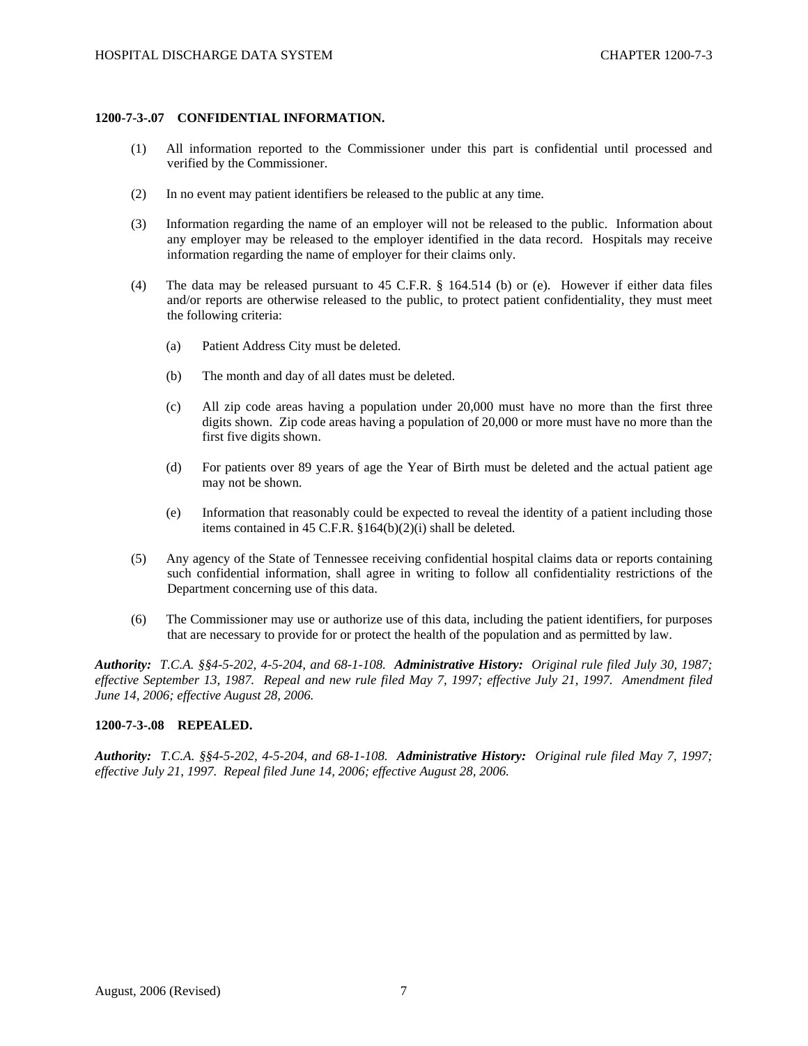**1200-7-3-.07 CONFIDENTIAL INFORMATION.**

(1) All information reported to the Commissioner under this part is confidential until processed and verified by the Commissioner.

(2) In no event may patient identifiers be released to the public at any time.

(3) Information regarding the name of an employer will not be released to the public. Information about any employer may be released to the employer identified in the data record. Hospitals may receive information regarding the name of employer for their claims only.

(4) The data may be released pursuant to 45 C.F.R. § 164.514 (b) or (e). However if either data files and/or reports are otherwise released to the public, to protect patient confidentiality, they must meet the following criteria:

(a) Patient Address City must be deleted.

(b) The month and day of all dates must be deleted.

(c) All zip code areas having a population under 20,000 must have no more than the first three digits shown. Zip code areas having a population of 20,000 or more must have no more than the first five digits shown.

(d) For patients over 89 years of age the Year of Birth must be deleted and the actual patient age may not be shown.

(e) Information that reasonably could be expected to reveal the identity of a patient including those items contained in 45 C.F.R. §164(b)(2)(i) shall be deleted.

(5) Any agency of the State of Tennessee receiving confidential hospital claims data or reports containing such confidential information, shall agree in writing to follow all confidentiality restrictions of the Department concerning use of this data.

(6) The Commissioner may use or authorize use of this data, including the patient identifiers, for purposes that are necessary to provide for or protect the health of the population and as permitted by law.

***Authority:*** *T.C.A. §§4-5-202, 4-5-204, and 68-1-108.* ***Administrative History:*** *Original rule filed July 30, 1987; effective September 13, 1987. Repeal and new rule filed May 7, 1997; effective July 21, 1997. Amendment filed June 14, 2006; effective August 28, 2006.*

**1200-7-3-.08 REPEALED.**

***Authority:*** *T.C.A. §§4-5-202, 4-5-204, and 68-1-108.* ***Administrative History:*** *Original rule filed May 7, 1997; effective July 21, 1997. Repeal filed June 14, 2006; effective August 28, 2006.*